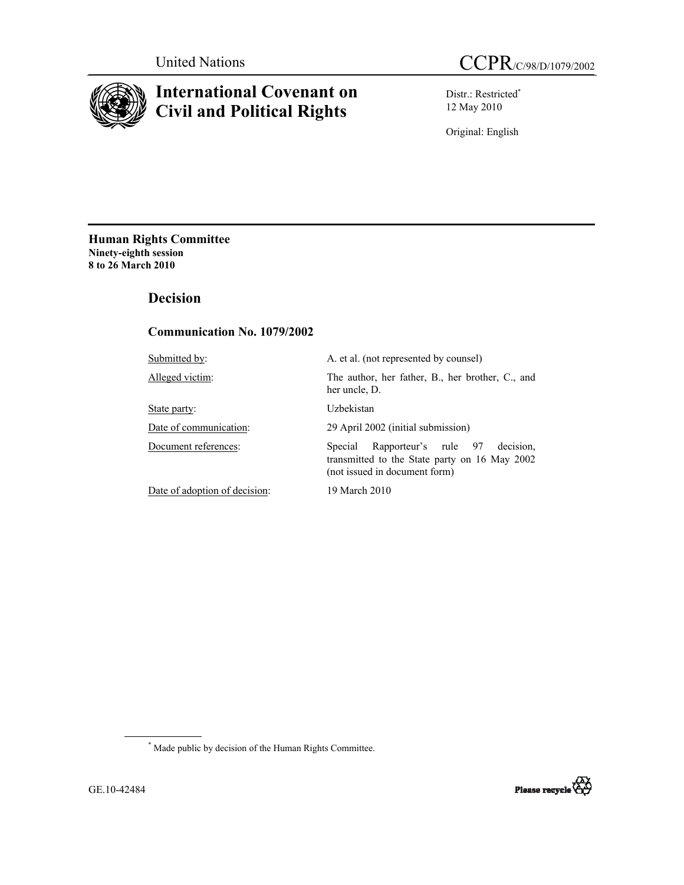United Nations

# CCPR/C/98/D/1079/2002

# International Covenant on Civil and Political Rights

Distr.: Restricted*
12 May 2010

Original: English

**Human Rights Committee**
**Ninety-eighth session**
**8 to 26 March 2010**

## Decision

### Communication No. 1079/2002

| | |
|---|---|
| Submitted by: | A. et al. (not represented by counsel) |
| Alleged victim: | The author, her father, B., her brother, C., and her uncle, D. |
| State party: | Uzbekistan |
| Date of communication: | 29 April 2002 (initial submission) |
| Document references: | Special Rapporteur's rule 97 decision, transmitted to the State party on 16 May 2002 (not issued in document form) |
| Date of adoption of decision: | 19 March 2010 |

* Made public by decision of the Human Rights Committee.

GE.10-42484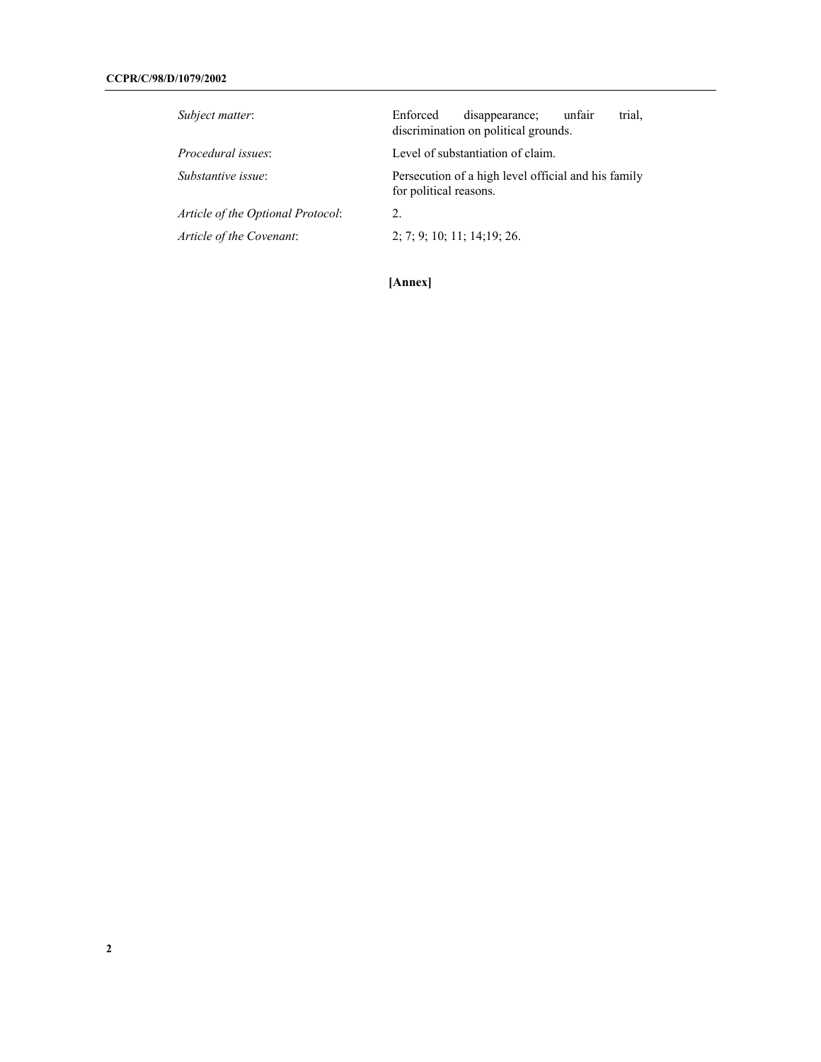| | |
|---|---|
| *Subject matter*: | Enforced disappearance; unfair trial, discrimination on political grounds. |
| *Procedural issues*: | Level of substantiation of claim. |
| *Substantive issue*: | Persecution of a high level official and his family for political reasons. |
| *Article of the Optional Protocol*: | 2. |
| *Article of the Covenant*: | 2; 7; 9; 10; 11; 14;19; 26. |

**[Annex]**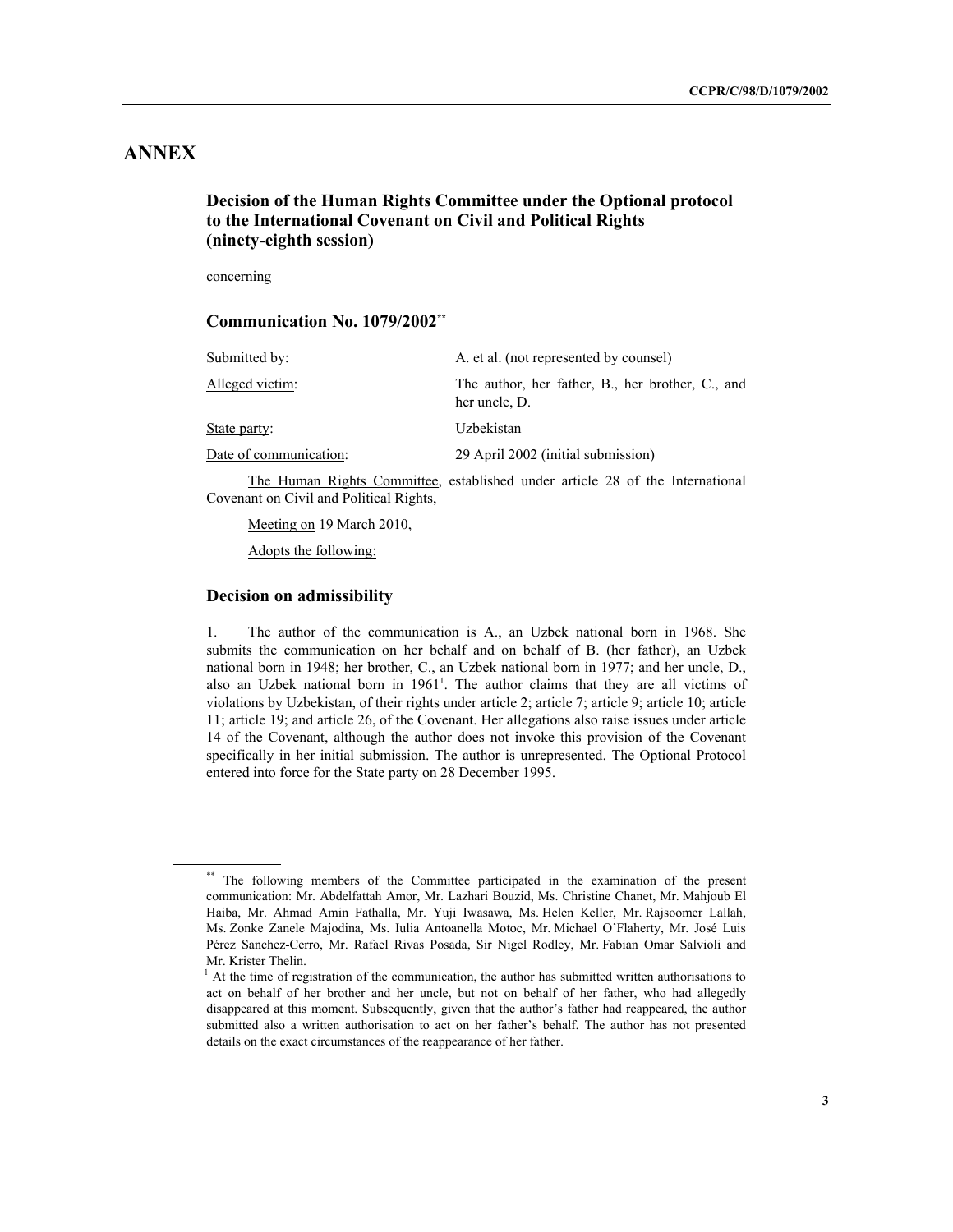# ANNEX

### Decision of the Human Rights Committee under the Optional protocol to the International Covenant on Civil and Political Rights (ninety-eighth session)

concerning

### Communication No. 1079/2002[**]

| | |
|---|---|
| Submitted by: | A. et al. (not represented by counsel) |
| Alleged victim: | The author, her father, B., her brother, C., and her uncle, D. |
| State party: | Uzbekistan |
| Date of communication: | 29 April 2002 (initial submission) |

The Human Rights Committee, established under article 28 of the International Covenant on Civil and Political Rights,

Meeting on 19 March 2010,

Adopts the following:

### Decision on admissibility

1. The author of the communication is A., an Uzbek national born in 1968. She submits the communication on her behalf and on behalf of B. (her father), an Uzbek national born in 1948; her brother, C., an Uzbek national born in 1977; and her uncle, D., also an Uzbek national born in 1961[1]. The author claims that they are all victims of violations by Uzbekistan, of their rights under article 2; article 7; article 9; article 10; article 11; article 19; and article 26, of the Covenant. Her allegations also raise issues under article 14 of the Covenant, although the author does not invoke this provision of the Covenant specifically in her initial submission. The author is unrepresented. The Optional Protocol entered into force for the State party on 28 December 1995.

---

[**] The following members of the Committee participated in the examination of the present communication: Mr. Abdelfattah Amor, Mr. Lazhari Bouzid, Ms. Christine Chanet, Mr. Mahjoub El Haiba, Mr. Ahmad Amin Fathalla, Mr. Yuji Iwasawa, Ms. Helen Keller, Mr. Rajsoomer Lallah, Ms. Zonke Zanele Majodina, Ms. Iulia Antoanella Motoc, Mr. Michael O'Flaherty, Mr. José Luis Pérez Sanchez-Cerro, Mr. Rafael Rivas Posada, Sir Nigel Rodley, Mr. Fabian Omar Salvioli and Mr. Krister Thelin.

[1] At the time of registration of the communication, the author has submitted written authorisations to act on behalf of her brother and her uncle, but not on behalf of her father, who had allegedly disappeared at this moment. Subsequently, given that the author's father had reappeared, the author submitted also a written authorisation to act on her father's behalf. The author has not presented details on the exact circumstances of the reappearance of her father.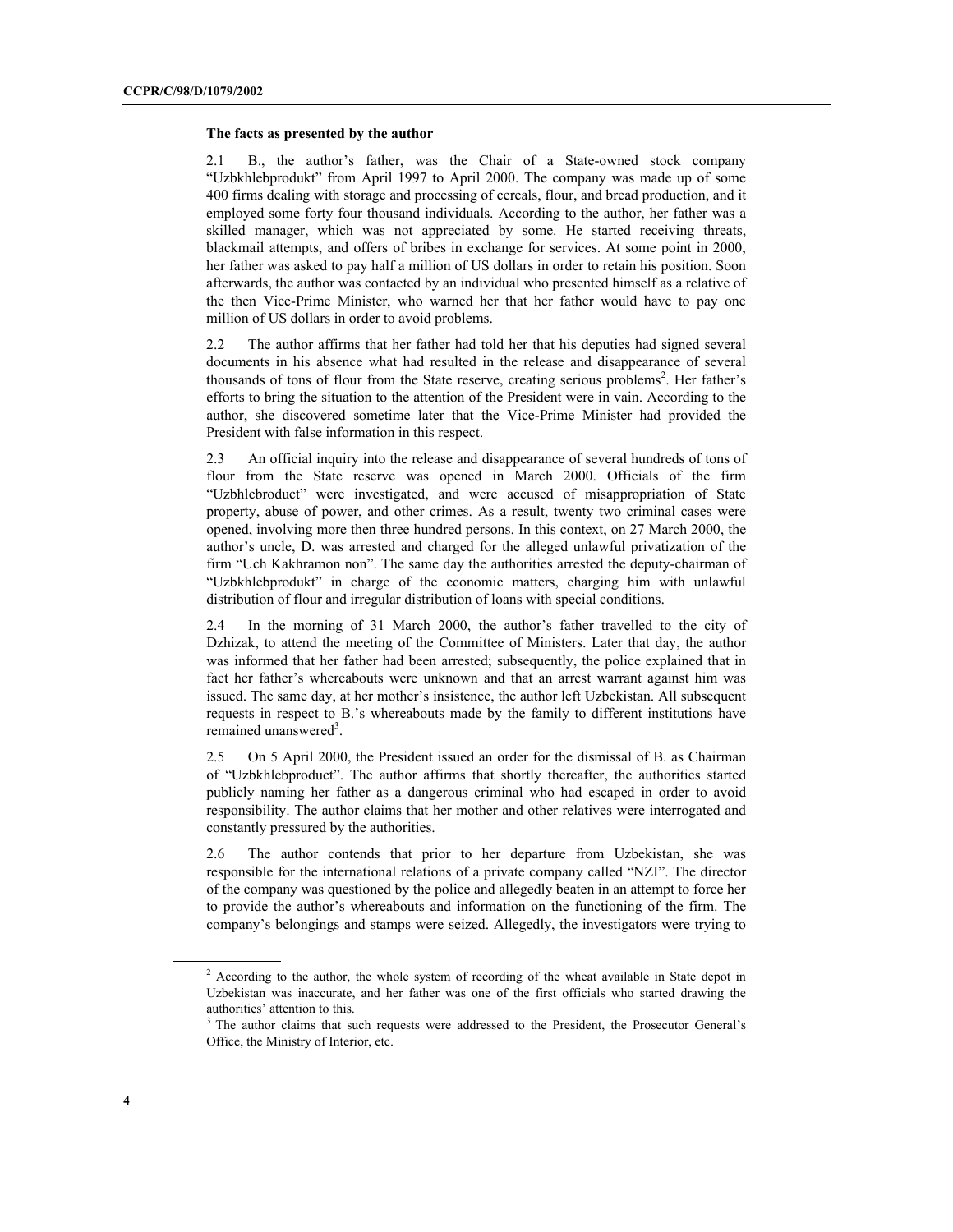### The facts as presented by the author

2.1 B., the author's father, was the Chair of a State-owned stock company "Uzbkhlebprodukt" from April 1997 to April 2000. The company was made up of some 400 firms dealing with storage and processing of cereals, flour, and bread production, and it employed some forty four thousand individuals. According to the author, her father was a skilled manager, which was not appreciated by some. He started receiving threats, blackmail attempts, and offers of bribes in exchange for services. At some point in 2000, her father was asked to pay half a million of US dollars in order to retain his position. Soon afterwards, the author was contacted by an individual who presented himself as a relative of the then Vice-Prime Minister, who warned her that her father would have to pay one million of US dollars in order to avoid problems.

2.2 The author affirms that her father had told her that his deputies had signed several documents in his absence what had resulted in the release and disappearance of several thousands of tons of flour from the State reserve, creating serious problems[2]. Her father's efforts to bring the situation to the attention of the President were in vain. According to the author, she discovered sometime later that the Vice-Prime Minister had provided the President with false information in this respect.

2.3 An official inquiry into the release and disappearance of several hundreds of tons of flour from the State reserve was opened in March 2000. Officials of the firm "Uzbhlebroduct" were investigated, and were accused of misappropriation of State property, abuse of power, and other crimes. As a result, twenty two criminal cases were opened, involving more then three hundred persons. In this context, on 27 March 2000, the author's uncle, D. was arrested and charged for the alleged unlawful privatization of the firm "Uch Kakhramon non". The same day the authorities arrested the deputy-chairman of "Uzbkhlebprodukt" in charge of the economic matters, charging him with unlawful distribution of flour and irregular distribution of loans with special conditions.

2.4 In the morning of 31 March 2000, the author's father travelled to the city of Dzhizak, to attend the meeting of the Committee of Ministers. Later that day, the author was informed that her father had been arrested; subsequently, the police explained that in fact her father's whereabouts were unknown and that an arrest warrant against him was issued. The same day, at her mother's insistence, the author left Uzbekistan. All subsequent requests in respect to B.'s whereabouts made by the family to different institutions have remained unanswered[3].

2.5 On 5 April 2000, the President issued an order for the dismissal of B. as Chairman of "Uzbkhlebproduct". The author affirms that shortly thereafter, the authorities started publicly naming her father as a dangerous criminal who had escaped in order to avoid responsibility. The author claims that her mother and other relatives were interrogated and constantly pressured by the authorities.

2.6 The author contends that prior to her departure from Uzbekistan, she was responsible for the international relations of a private company called "NZI". The director of the company was questioned by the police and allegedly beaten in an attempt to force her to provide the author's whereabouts and information on the functioning of the firm. The company's belongings and stamps were seized. Allegedly, the investigators were trying to

---

[2] According to the author, the whole system of recording of the wheat available in State depot in Uzbekistan was inaccurate, and her father was one of the first officials who started drawing the authorities' attention to this.

[3] The author claims that such requests were addressed to the President, the Prosecutor General's Office, the Ministry of Interior, etc.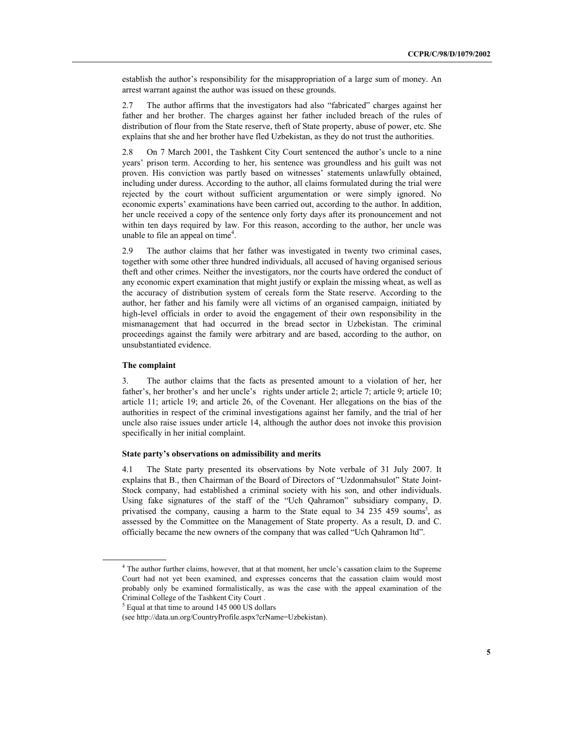establish the author's responsibility for the misappropriation of a large sum of money. An arrest warrant against the author was issued on these grounds.

2.7 The author affirms that the investigators had also "fabricated" charges against her father and her brother. The charges against her father included breach of the rules of distribution of flour from the State reserve, theft of State property, abuse of power, etc. She explains that she and her brother have fled Uzbekistan, as they do not trust the authorities.

2.8 On 7 March 2001, the Tashkent City Court sentenced the author's uncle to a nine years' prison term. According to her, his sentence was groundless and his guilt was not proven. His conviction was partly based on witnesses' statements unlawfully obtained, including under duress. According to the author, all claims formulated during the trial were rejected by the court without sufficient argumentation or were simply ignored. No economic experts' examinations have been carried out, according to the author. In addition, her uncle received a copy of the sentence only forty days after its pronouncement and not within ten days required by law. For this reason, according to the author, her uncle was unable to file an appeal on time[4].

2.9 The author claims that her father was investigated in twenty two criminal cases, together with some other three hundred individuals, all accused of having organised serious theft and other crimes. Neither the investigators, nor the courts have ordered the conduct of any economic expert examination that might justify or explain the missing wheat, as well as the accuracy of distribution system of cereals form the State reserve. According to the author, her father and his family were all victims of an organised campaign, initiated by high-level officials in order to avoid the engagement of their own responsibility in the mismanagement that had occurred in the bread sector in Uzbekistan. The criminal proceedings against the family were arbitrary and are based, according to the author, on unsubstantiated evidence.

### The complaint

3. The author claims that the facts as presented amount to a violation of her, her father's, her brother's and her uncle's rights under article 2; article 7; article 9; article 10; article 11; article 19; and article 26, of the Covenant. Her allegations on the bias of the authorities in respect of the criminal investigations against her family, and the trial of her uncle also raise issues under article 14, although the author does not invoke this provision specifically in her initial complaint.

### State party's observations on admissibility and merits

4.1 The State party presented its observations by Note verbale of 31 July 2007. It explains that B., then Chairman of the Board of Directors of "Uzdonmahsulot" State Joint-Stock company, had established a criminal society with his son, and other individuals. Using fake signatures of the staff of the "Uch Qahramon" subsidiary company, D. privatised the company, causing a harm to the State equal to 34 235 459 soums[5], as assessed by the Committee on the Management of State property. As a result, D. and C. officially became the new owners of the company that was called "Uch Qahramon ltd".

---

[4] The author further claims, however, that at that moment, her uncle's cassation claim to the Supreme Court had not yet been examined, and expresses concerns that the cassation claim would most probably only be examined formalistically, as was the case with the appeal examination of the Criminal College of the Tashkent City Court .

[5] Equal at that time to around 145 000 US dollars (see http://data.un.org/CountryProfile.aspx?crName=Uzbekistan).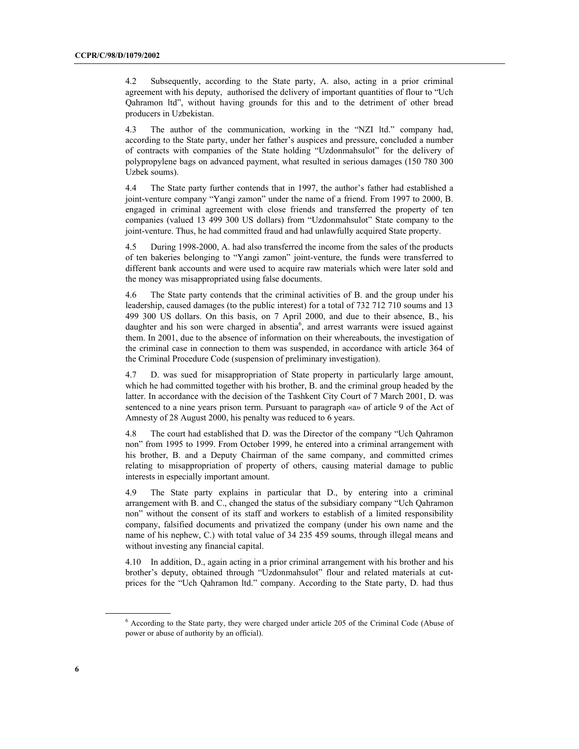4.2 Subsequently, according to the State party, A. also, acting in a prior criminal agreement with his deputy, authorised the delivery of important quantities of flour to "Uch Qahramon ltd", without having grounds for this and to the detriment of other bread producers in Uzbekistan.

4.3 The author of the communication, working in the "NZI ltd." company had, according to the State party, under her father's auspices and pressure, concluded a number of contracts with companies of the State holding "Uzdonmahsulot" for the delivery of polypropylene bags on advanced payment, what resulted in serious damages (150 780 300 Uzbek soums).

4.4 The State party further contends that in 1997, the author's father had established a joint-venture company "Yangi zamon" under the name of a friend. From 1997 to 2000, B. engaged in criminal agreement with close friends and transferred the property of ten companies (valued 13 499 300 US dollars) from "Uzdonmahsulot" State company to the joint-venture. Thus, he had committed fraud and had unlawfully acquired State property.

4.5 During 1998-2000, A. had also transferred the income from the sales of the products of ten bakeries belonging to "Yangi zamon" joint-venture, the funds were transferred to different bank accounts and were used to acquire raw materials which were later sold and the money was misappropriated using false documents.

4.6 The State party contends that the criminal activities of B. and the group under his leadership, caused damages (to the public interest) for a total of 732 712 710 soums and 13 499 300 US dollars. On this basis, on 7 April 2000, and due to their absence, B., his daughter and his son were charged in absentia[6], and arrest warrants were issued against them. In 2001, due to the absence of information on their whereabouts, the investigation of the criminal case in connection to them was suspended, in accordance with article 364 of the Criminal Procedure Code (suspension of preliminary investigation).

4.7 D. was sued for misappropriation of State property in particularly large amount, which he had committed together with his brother, B. and the criminal group headed by the latter. In accordance with the decision of the Tashkent City Court of 7 March 2001, D. was sentenced to a nine years prison term. Pursuant to paragraph «a» of article 9 of the Act of Amnesty of 28 August 2000, his penalty was reduced to 6 years.

4.8 The court had established that D. was the Director of the company "Uch Qahramon non" from 1995 to 1999. From October 1999, he entered into a criminal arrangement with his brother, B. and a Deputy Chairman of the same company, and committed crimes relating to misappropriation of property of others, causing material damage to public interests in especially important amount.

4.9 The State party explains in particular that D., by entering into a criminal arrangement with B. and C., changed the status of the subsidiary company "Uch Qahramon non" without the consent of its staff and workers to establish of a limited responsibility company, falsified documents and privatized the company (under his own name and the name of his nephew, C.) with total value of 34 235 459 soums, through illegal means and without investing any financial capital.

4.10 In addition, D., again acting in a prior criminal arrangement with his brother and his brother's deputy, obtained through "Uzdonmahsulot" flour and related materials at cut-prices for the "Uch Qahramon ltd." company. According to the State party, D. had thus

[6] According to the State party, they were charged under article 205 of the Criminal Code (Abuse of power or abuse of authority by an official).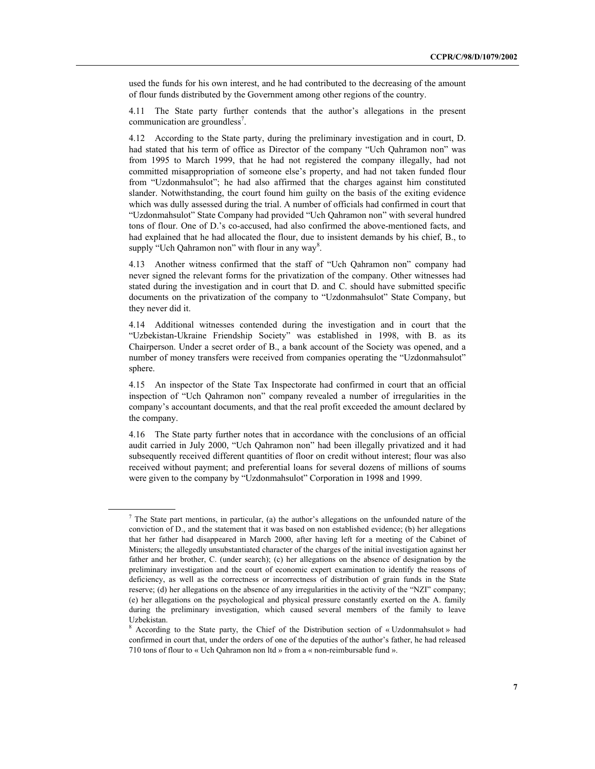used the funds for his own interest, and he had contributed to the decreasing of the amount of flour funds distributed by the Government among other regions of the country.

4.11 The State party further contends that the author's allegations in the present communication are groundless[7].

4.12 According to the State party, during the preliminary investigation and in court, D. had stated that his term of office as Director of the company "Uch Qahramon non" was from 1995 to March 1999, that he had not registered the company illegally, had not committed misappropriation of someone else's property, and had not taken funded flour from "Uzdonmahsulot"; he had also affirmed that the charges against him constituted slander. Notwithstanding, the court found him guilty on the basis of the exiting evidence which was dully assessed during the trial. A number of officials had confirmed in court that "Uzdonmahsulot" State Company had provided "Uch Qahramon non" with several hundred tons of flour. One of D.'s co-accused, had also confirmed the above-mentioned facts, and had explained that he had allocated the flour, due to insistent demands by his chief, B., to supply "Uch Qahramon non" with flour in any way[8].

4.13 Another witness confirmed that the staff of "Uch Qahramon non" company had never signed the relevant forms for the privatization of the company. Other witnesses had stated during the investigation and in court that D. and C. should have submitted specific documents on the privatization of the company to "Uzdonmahsulot" State Company, but they never did it.

4.14 Additional witnesses contended during the investigation and in court that the "Uzbekistan-Ukraine Friendship Society" was established in 1998, with B. as its Chairperson. Under a secret order of B., a bank account of the Society was opened, and a number of money transfers were received from companies operating the "Uzdonmahsulot" sphere.

4.15 An inspector of the State Tax Inspectorate had confirmed in court that an official inspection of "Uch Qahramon non" company revealed a number of irregularities in the company's accountant documents, and that the real profit exceeded the amount declared by the company.

4.16 The State party further notes that in accordance with the conclusions of an official audit carried in July 2000, "Uch Qahramon non" had been illegally privatized and it had subsequently received different quantities of floor on credit without interest; flour was also received without payment; and preferential loans for several dozens of millions of soums were given to the company by "Uzdonmahsulot" Corporation in 1998 and 1999.

---

[7] The State part mentions, in particular, (a) the author's allegations on the unfounded nature of the conviction of D., and the statement that it was based on non established evidence; (b) her allegations that her father had disappeared in March 2000, after having left for a meeting of the Cabinet of Ministers; the allegedly unsubstantiated character of the charges of the initial investigation against her father and her brother, C. (under search); (c) her allegations on the absence of designation by the preliminary investigation and the court of economic expert examination to identify the reasons of deficiency, as well as the correctness or incorrectness of distribution of grain funds in the State reserve; (d) her allegations on the absence of any irregularities in the activity of the "NZI" company; (e) her allegations on the psychological and physical pressure constantly exerted on the A. family during the preliminary investigation, which caused several members of the family to leave Uzbekistan.

[8] According to the State party, the Chief of the Distribution section of « Uzdonmahsulot » had confirmed in court that, under the orders of one of the deputies of the author's father, he had released 710 tons of flour to « Uch Qahramon non ltd » from a « non-reimbursable fund ».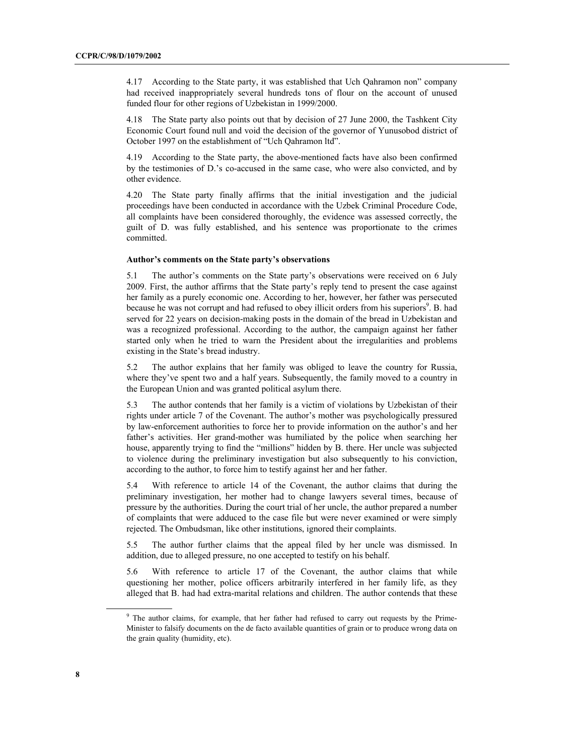4.17 According to the State party, it was established that Uch Qahramon non" company had received inappropriately several hundreds tons of flour on the account of unused funded flour for other regions of Uzbekistan in 1999/2000.

4.18 The State party also points out that by decision of 27 June 2000, the Tashkent City Economic Court found null and void the decision of the governor of Yunusobod district of October 1997 on the establishment of "Uch Qahramon ltd".

4.19 According to the State party, the above-mentioned facts have also been confirmed by the testimonies of D.'s co-accused in the same case, who were also convicted, and by other evidence.

4.20 The State party finally affirms that the initial investigation and the judicial proceedings have been conducted in accordance with the Uzbek Criminal Procedure Code, all complaints have been considered thoroughly, the evidence was assessed correctly, the guilt of D. was fully established, and his sentence was proportionate to the crimes committed.

**Author's comments on the State party's observations**

5.1 The author's comments on the State party's observations were received on 6 July 2009. First, the author affirms that the State party's reply tend to present the case against her family as a purely economic one. According to her, however, her father was persecuted because he was not corrupt and had refused to obey illicit orders from his superiors[9]. B. had served for 22 years on decision-making posts in the domain of the bread in Uzbekistan and was a recognized professional. According to the author, the campaign against her father started only when he tried to warn the President about the irregularities and problems existing in the State's bread industry.

5.2 The author explains that her family was obliged to leave the country for Russia, where they've spent two and a half years. Subsequently, the family moved to a country in the European Union and was granted political asylum there.

5.3 The author contends that her family is a victim of violations by Uzbekistan of their rights under article 7 of the Covenant. The author's mother was psychologically pressured by law-enforcement authorities to force her to provide information on the author's and her father's activities. Her grand-mother was humiliated by the police when searching her house, apparently trying to find the "millions" hidden by B. there. Her uncle was subjected to violence during the preliminary investigation but also subsequently to his conviction, according to the author, to force him to testify against her and her father.

5.4 With reference to article 14 of the Covenant, the author claims that during the preliminary investigation, her mother had to change lawyers several times, because of pressure by the authorities. During the court trial of her uncle, the author prepared a number of complaints that were adduced to the case file but were never examined or were simply rejected. The Ombudsman, like other institutions, ignored their complaints.

5.5 The author further claims that the appeal filed by her uncle was dismissed. In addition, due to alleged pressure, no one accepted to testify on his behalf.

5.6 With reference to article 17 of the Covenant, the author claims that while questioning her mother, police officers arbitrarily interfered in her family life, as they alleged that B. had had extra-marital relations and children. The author contends that these

[9] The author claims, for example, that her father had refused to carry out requests by the Prime-Minister to falsify documents on the de facto available quantities of grain or to produce wrong data on the grain quality (humidity, etc).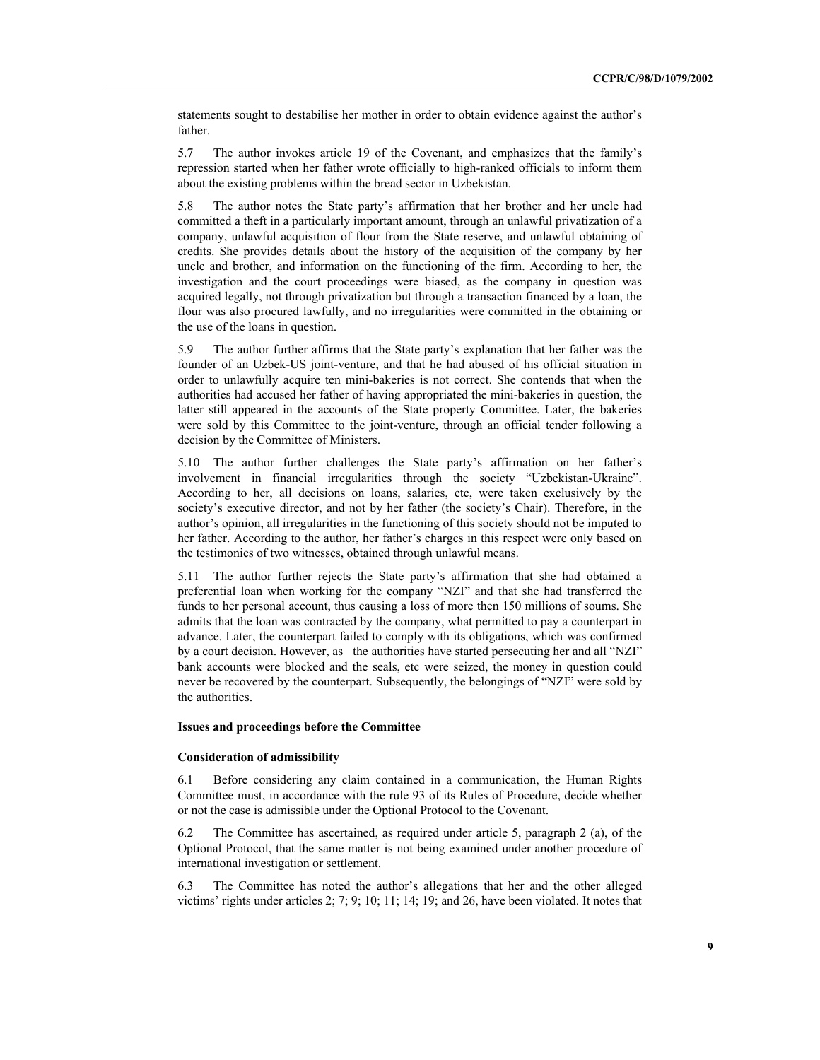statements sought to destabilise her mother in order to obtain evidence against the author's father.

5.7 The author invokes article 19 of the Covenant, and emphasizes that the family's repression started when her father wrote officially to high-ranked officials to inform them about the existing problems within the bread sector in Uzbekistan.

5.8 The author notes the State party's affirmation that her brother and her uncle had committed a theft in a particularly important amount, through an unlawful privatization of a company, unlawful acquisition of flour from the State reserve, and unlawful obtaining of credits. She provides details about the history of the acquisition of the company by her uncle and brother, and information on the functioning of the firm. According to her, the investigation and the court proceedings were biased, as the company in question was acquired legally, not through privatization but through a transaction financed by a loan, the flour was also procured lawfully, and no irregularities were committed in the obtaining or the use of the loans in question.

5.9 The author further affirms that the State party's explanation that her father was the founder of an Uzbek-US joint-venture, and that he had abused of his official situation in order to unlawfully acquire ten mini-bakeries is not correct. She contends that when the authorities had accused her father of having appropriated the mini-bakeries in question, the latter still appeared in the accounts of the State property Committee. Later, the bakeries were sold by this Committee to the joint-venture, through an official tender following a decision by the Committee of Ministers.

5.10 The author further challenges the State party's affirmation on her father's involvement in financial irregularities through the society "Uzbekistan-Ukraine". According to her, all decisions on loans, salaries, etc, were taken exclusively by the society's executive director, and not by her father (the society's Chair). Therefore, in the author's opinion, all irregularities in the functioning of this society should not be imputed to her father. According to the author, her father's charges in this respect were only based on the testimonies of two witnesses, obtained through unlawful means.

5.11 The author further rejects the State party's affirmation that she had obtained a preferential loan when working for the company "NZI" and that she had transferred the funds to her personal account, thus causing a loss of more then 150 millions of soums. She admits that the loan was contracted by the company, what permitted to pay a counterpart in advance. Later, the counterpart failed to comply with its obligations, which was confirmed by a court decision. However, as the authorities have started persecuting her and all "NZI" bank accounts were blocked and the seals, etc were seized, the money in question could never be recovered by the counterpart. Subsequently, the belongings of "NZI" were sold by the authorities.

**Issues and proceedings before the Committee**

**Consideration of admissibility**

6.1 Before considering any claim contained in a communication, the Human Rights Committee must, in accordance with the rule 93 of its Rules of Procedure, decide whether or not the case is admissible under the Optional Protocol to the Covenant.

6.2 The Committee has ascertained, as required under article 5, paragraph 2 (a), of the Optional Protocol, that the same matter is not being examined under another procedure of international investigation or settlement.

6.3 The Committee has noted the author's allegations that her and the other alleged victims' rights under articles 2; 7; 9; 10; 11; 14; 19; and 26, have been violated. It notes that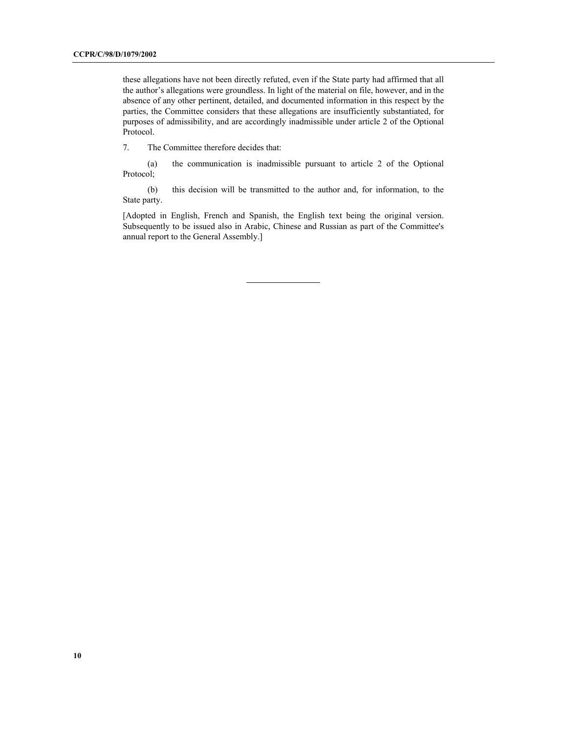these allegations have not been directly refuted, even if the State party had affirmed that all the author's allegations were groundless. In light of the material on file, however, and in the absence of any other pertinent, detailed, and documented information in this respect by the parties, the Committee considers that these allegations are insufficiently substantiated, for purposes of admissibility, and are accordingly inadmissible under article 2 of the Optional Protocol.

7. The Committee therefore decides that:

(a) the communication is inadmissible pursuant to article 2 of the Optional Protocol;

(b) this decision will be transmitted to the author and, for information, to the State party.

[Adopted in English, French and Spanish, the English text being the original version. Subsequently to be issued also in Arabic, Chinese and Russian as part of the Committee's annual report to the General Assembly.]